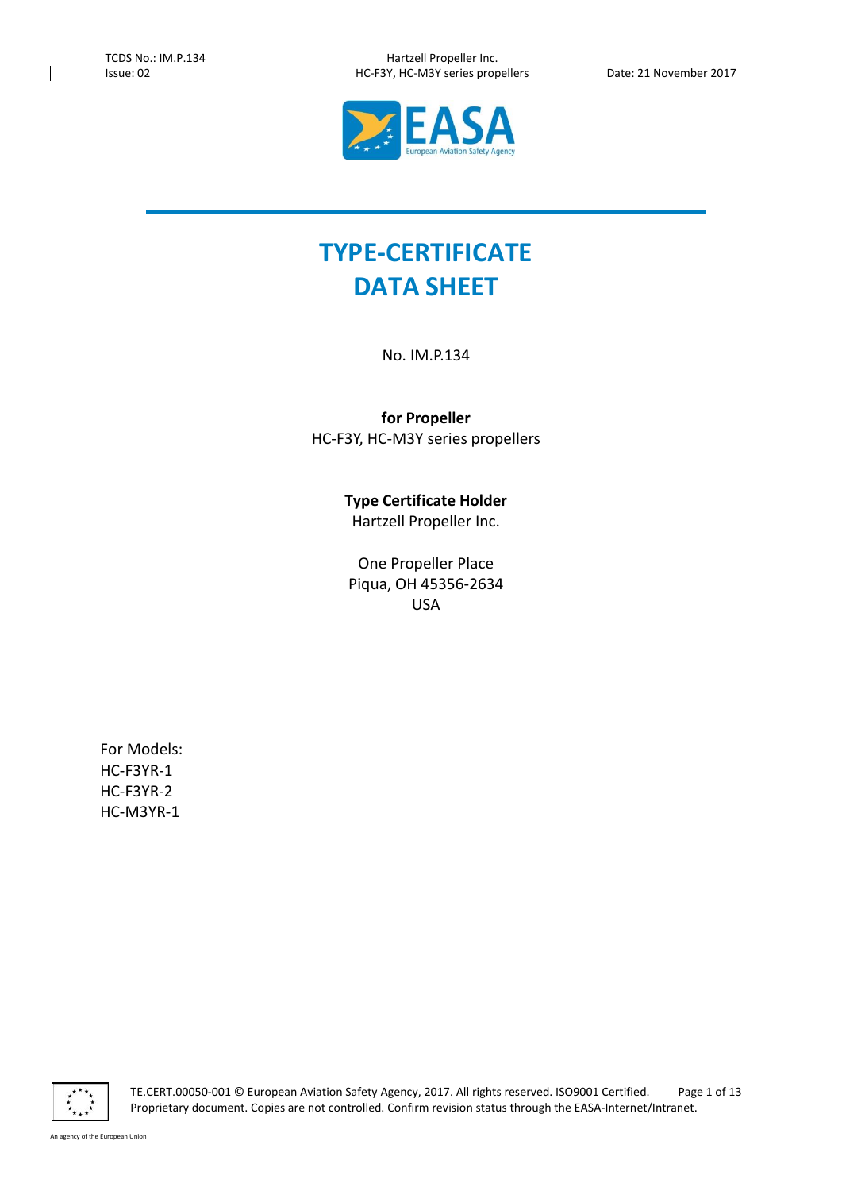# TYPE-CERTIFICATE DATA SHEET

No. IM.P.134

**for Propeller**
HC-F3Y, HC-M3Y series propellers

**Type Certificate Holder**
Hartzell Propeller Inc.

One Propeller Place
Piqua, OH 45356-2634
USA

For Models:
HC-F3YR-1
HC-F3YR-2
HC-M3YR-1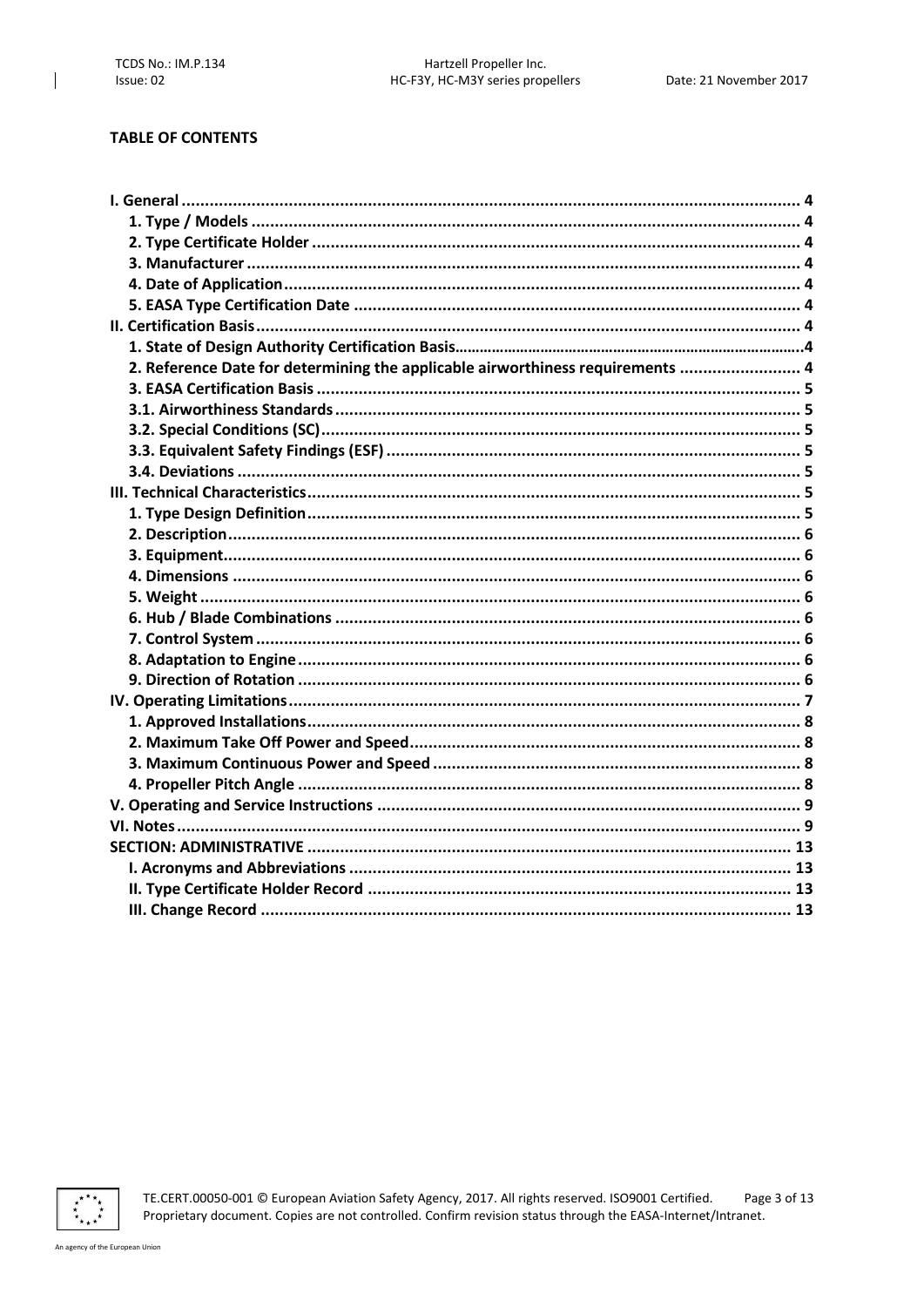**TABLE OF CONTENTS**

**I. General ..................................................................................................................... 4**
- **1. Type / Models .................................................................................................... 4**
- **2. Type Certificate Holder ...................................................................................... 4**
- **3. Manufacturer ..................................................................................................... 4**
- **4. Date of Application ............................................................................................ 4**
- **5. EASA Type Certification Date ............................................................................ 4**

**II. Certification Basis ..................................................................................................... 4**
- **1. State of Design Authority Certification Basis ........................................................ 4**
- **2. Reference Date for determining the applicable airworthiness requirements ........................ 4**
- **3. EASA Certification Basis ..................................................................................... 5**
- **3.1. Airworthiness Standards .................................................................................. 5**
- **3.2. Special Conditions (SC) .................................................................................... 5**
- **3.3. Equivalent Safety Findings (ESF) ....................................................................... 5**
- **3.4. Deviations ....................................................................................................... 5**

**III. Technical Characteristics ........................................................................................... 5**
- **1. Type Design Definition ......................................................................................... 5**
- **2. Description .......................................................................................................... 6**
- **3. Equipment ........................................................................................................... 6**
- **4. Dimensions ......................................................................................................... 6**
- **5. Weight ................................................................................................................ 6**
- **6. Hub / Blade Combinations .................................................................................... 6**
- **7. Control System .................................................................................................... 6**
- **8. Adaptation to Engine ............................................................................................ 6**
- **9. Direction of Rotation ............................................................................................ 6**

**IV. Operating Limitations ............................................................................................... 7**
- **1. Approved Installations .......................................................................................... 8**
- **2. Maximum Take Off Power and Speed ..................................................................... 8**
- **3. Maximum Continuous Power and Speed ................................................................. 8**
- **4. Propeller Pitch Angle ............................................................................................ 8**

**V. Operating and Service Instructions ............................................................................ 9**

**VI. Notes ...................................................................................................................... 9**

**SECTION: ADMINISTRATIVE ........................................................................................ 13**
- **I. Acronyms and Abbreviations ................................................................................. 13**
- **II. Type Certificate Holder Record ............................................................................. 13**
- **III. Change Record ................................................................................................... 13**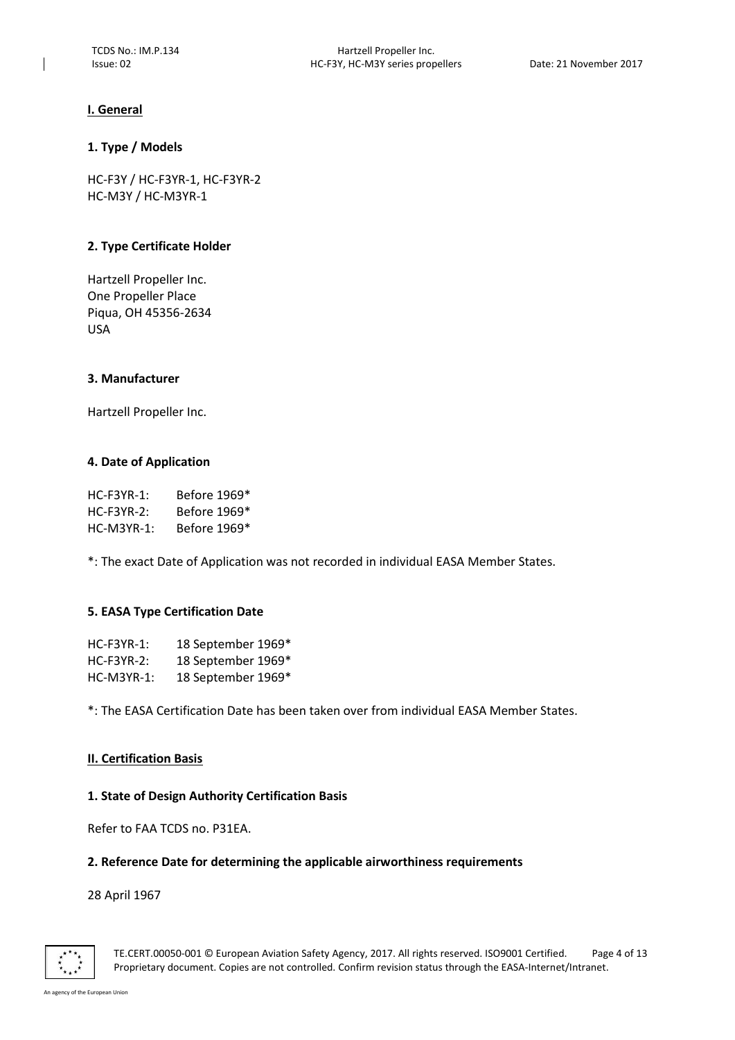## I. General

### 1. Type / Models

HC-F3Y / HC-F3YR-1, HC-F3YR-2
HC-M3Y / HC-M3YR-1

### 2. Type Certificate Holder

Hartzell Propeller Inc.
One Propeller Place
Piqua, OH 45356-2634
USA

### 3. Manufacturer

Hartzell Propeller Inc.

### 4. Date of Application

| | |
|---|---|
| HC-F3YR-1: | Before 1969* |
| HC-F3YR-2: | Before 1969* |
| HC-M3YR-1: | Before 1969* |

*: The exact Date of Application was not recorded in individual EASA Member States.

### 5. EASA Type Certification Date

| | |
|---|---|
| HC-F3YR-1: | 18 September 1969* |
| HC-F3YR-2: | 18 September 1969* |
| HC-M3YR-1: | 18 September 1969* |

*: The EASA Certification Date has been taken over from individual EASA Member States.

## II. Certification Basis

### 1. State of Design Authority Certification Basis

Refer to FAA TCDS no. P31EA.

### 2. Reference Date for determining the applicable airworthiness requirements

28 April 1967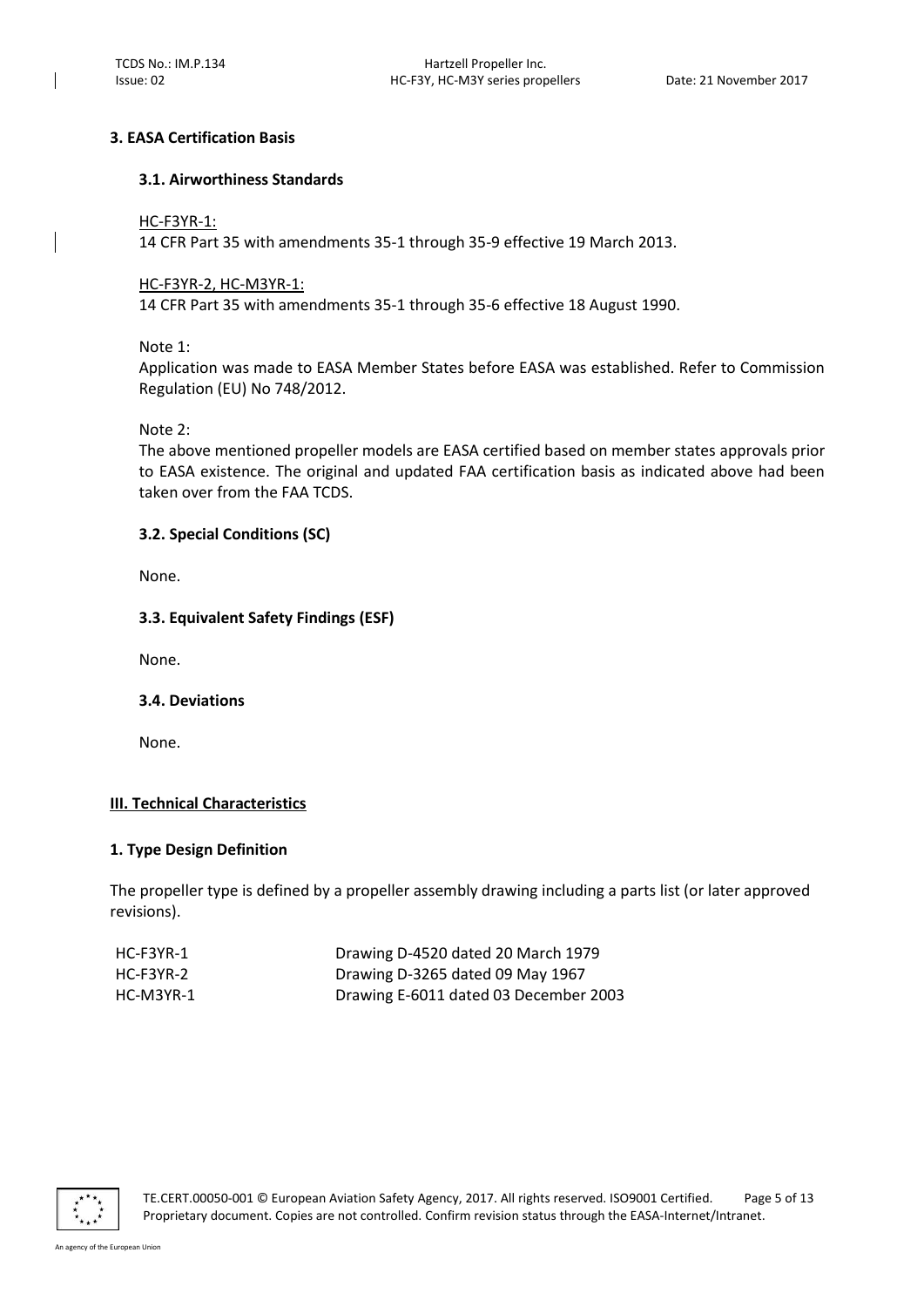### 3. EASA Certification Basis

#### 3.1. Airworthiness Standards

HC-F3YR-1:
14 CFR Part 35 with amendments 35-1 through 35-9 effective 19 March 2013.

HC-F3YR-2, HC-M3YR-1:
14 CFR Part 35 with amendments 35-1 through 35-6 effective 18 August 1990.

Note 1:
Application was made to EASA Member States before EASA was established. Refer to Commission Regulation (EU) No 748/2012.

Note 2:
The above mentioned propeller models are EASA certified based on member states approvals prior to EASA existence. The original and updated FAA certification basis as indicated above had been taken over from the FAA TCDS.

#### 3.2. Special Conditions (SC)

None.

#### 3.3. Equivalent Safety Findings (ESF)

None.

#### 3.4. Deviations

None.

## III. Technical Characteristics

### 1. Type Design Definition

The propeller type is defined by a propeller assembly drawing including a parts list (or later approved revisions).

| | |
|---|---|
| HC-F3YR-1 | Drawing D-4520 dated 20 March 1979 |
| HC-F3YR-2 | Drawing D-3265 dated 09 May 1967 |
| HC-M3YR-1 | Drawing E-6011 dated 03 December 2003 |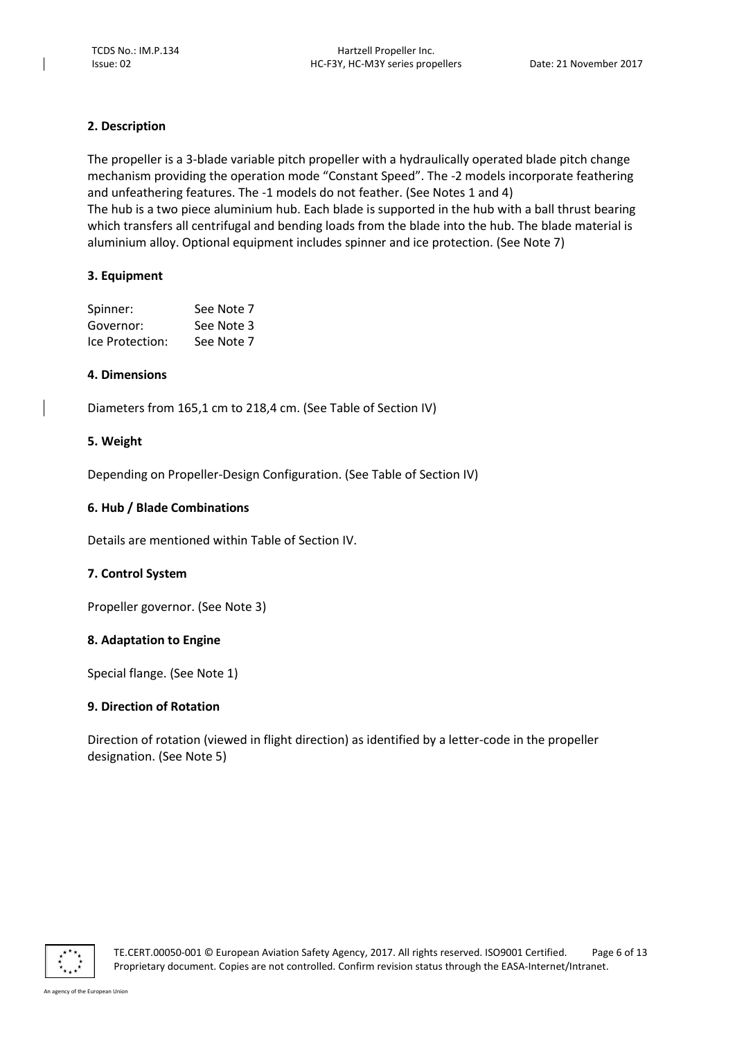## 2. Description

The propeller is a 3-blade variable pitch propeller with a hydraulically operated blade pitch change mechanism providing the operation mode "Constant Speed". The -2 models incorporate feathering and unfeathering features. The -1 models do not feather. (See Notes 1 and 4)
The hub is a two piece aluminium hub. Each blade is supported in the hub with a ball thrust bearing which transfers all centrifugal and bending loads from the blade into the hub. The blade material is aluminium alloy. Optional equipment includes spinner and ice protection. (See Note 7)

## 3. Equipment

| | |
|---|---|
| Spinner: | See Note 7 |
| Governor: | See Note 3 |
| Ice Protection: | See Note 7 |

## 4. Dimensions

Diameters from 165,1 cm to 218,4 cm. (See Table of Section IV)

## 5. Weight

Depending on Propeller-Design Configuration. (See Table of Section IV)

## 6. Hub / Blade Combinations

Details are mentioned within Table of Section IV.

## 7. Control System

Propeller governor. (See Note 3)

## 8. Adaptation to Engine

Special flange. (See Note 1)

## 9. Direction of Rotation

Direction of rotation (viewed in flight direction) as identified by a letter-code in the propeller designation. (See Note 5)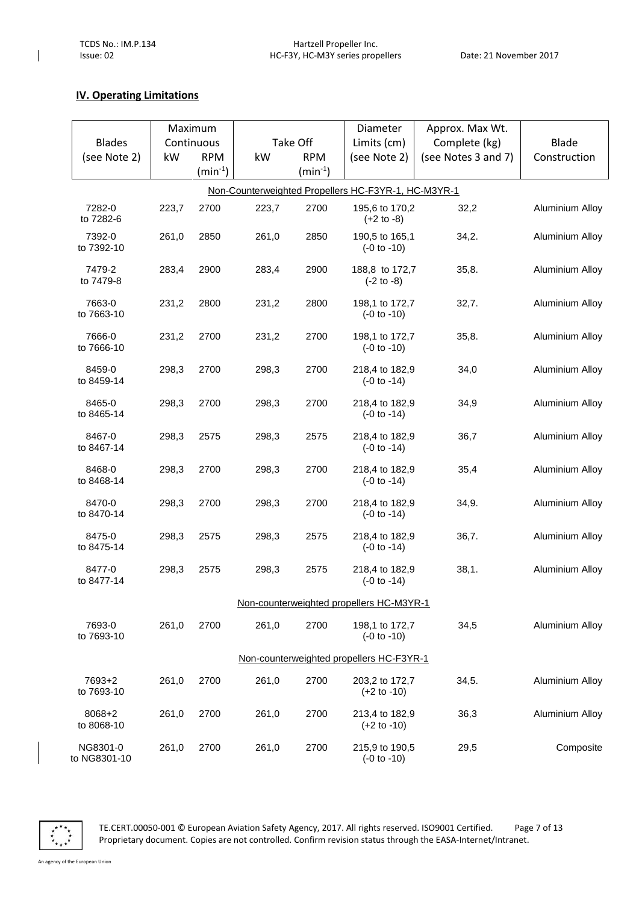## IV. Operating Limitations

| Blades (see Note 2) | Maximum Continuous kW | Maximum Continuous RPM ($min^{-1}$) | Take Off kW | Take Off RPM ($min^{-1}$) | Diameter Limits (cm) (see Note 2) | Approx. Max Wt. Complete (kg) (see Notes 3 and 7) | Blade Construction |
|---|---|---|---|---|---|---|---|
| Non-Counterweighted Propellers HC-F3YR-1, HC-M3YR-1 | | | | | | | |
| 7282-0 to 7282-6 | 223,7 | 2700 | 223,7 | 2700 | 195,6 to 170,2 (+2 to -8) | 32,2 | Aluminium Alloy |
| 7392-0 to 7392-10 | 261,0 | 2850 | 261,0 | 2850 | 190,5 to 165,1 (-0 to -10) | 34,2. | Aluminium Alloy |
| 7479-2 to 7479-8 | 283,4 | 2900 | 283,4 | 2900 | 188,8 to 172,7 (-2 to -8) | 35,8. | Aluminium Alloy |
| 7663-0 to 7663-10 | 231,2 | 2800 | 231,2 | 2800 | 198,1 to 172,7 (-0 to -10) | 32,7. | Aluminium Alloy |
| 7666-0 to 7666-10 | 231,2 | 2700 | 231,2 | 2700 | 198,1 to 172,7 (-0 to -10) | 35,8. | Aluminium Alloy |
| 8459-0 to 8459-14 | 298,3 | 2700 | 298,3 | 2700 | 218,4 to 182,9 (-0 to -14) | 34,0 | Aluminium Alloy |
| 8465-0 to 8465-14 | 298,3 | 2700 | 298,3 | 2700 | 218,4 to 182,9 (-0 to -14) | 34,9 | Aluminium Alloy |
| 8467-0 to 8467-14 | 298,3 | 2575 | 298,3 | 2575 | 218,4 to 182,9 (-0 to -14) | 36,7 | Aluminium Alloy |
| 8468-0 to 8468-14 | 298,3 | 2700 | 298,3 | 2700 | 218,4 to 182,9 (-0 to -14) | 35,4 | Aluminium Alloy |
| 8470-0 to 8470-14 | 298,3 | 2700 | 298,3 | 2700 | 218,4 to 182,9 (-0 to -14) | 34,9. | Aluminium Alloy |
| 8475-0 to 8475-14 | 298,3 | 2575 | 298,3 | 2575 | 218,4 to 182,9 (-0 to -14) | 36,7. | Aluminium Alloy |
| 8477-0 to 8477-14 | 298,3 | 2575 | 298,3 | 2575 | 218,4 to 182,9 (-0 to -14) | 38,1. | Aluminium Alloy |
| Non-counterweighted propellers HC-M3YR-1 | | | | | | | |
| 7693-0 to 7693-10 | 261,0 | 2700 | 261,0 | 2700 | 198,1 to 172,7 (-0 to -10) | 34,5 | Aluminium Alloy |
| Non-counterweighted propellers HC-F3YR-1 | | | | | | | |
| 7693+2 to 7693-10 | 261,0 | 2700 | 261,0 | 2700 | 203,2 to 172,7 (+2 to -10) | 34,5. | Aluminium Alloy |
| 8068+2 to 8068-10 | 261,0 | 2700 | 261,0 | 2700 | 213,4 to 182,9 (+2 to -10) | 36,3 | Aluminium Alloy |
| NG8301-0 to NG8301-10 | 261,0 | 2700 | 261,0 | 2700 | 215,9 to 190,5 (-0 to -10) | 29,5 | Composite |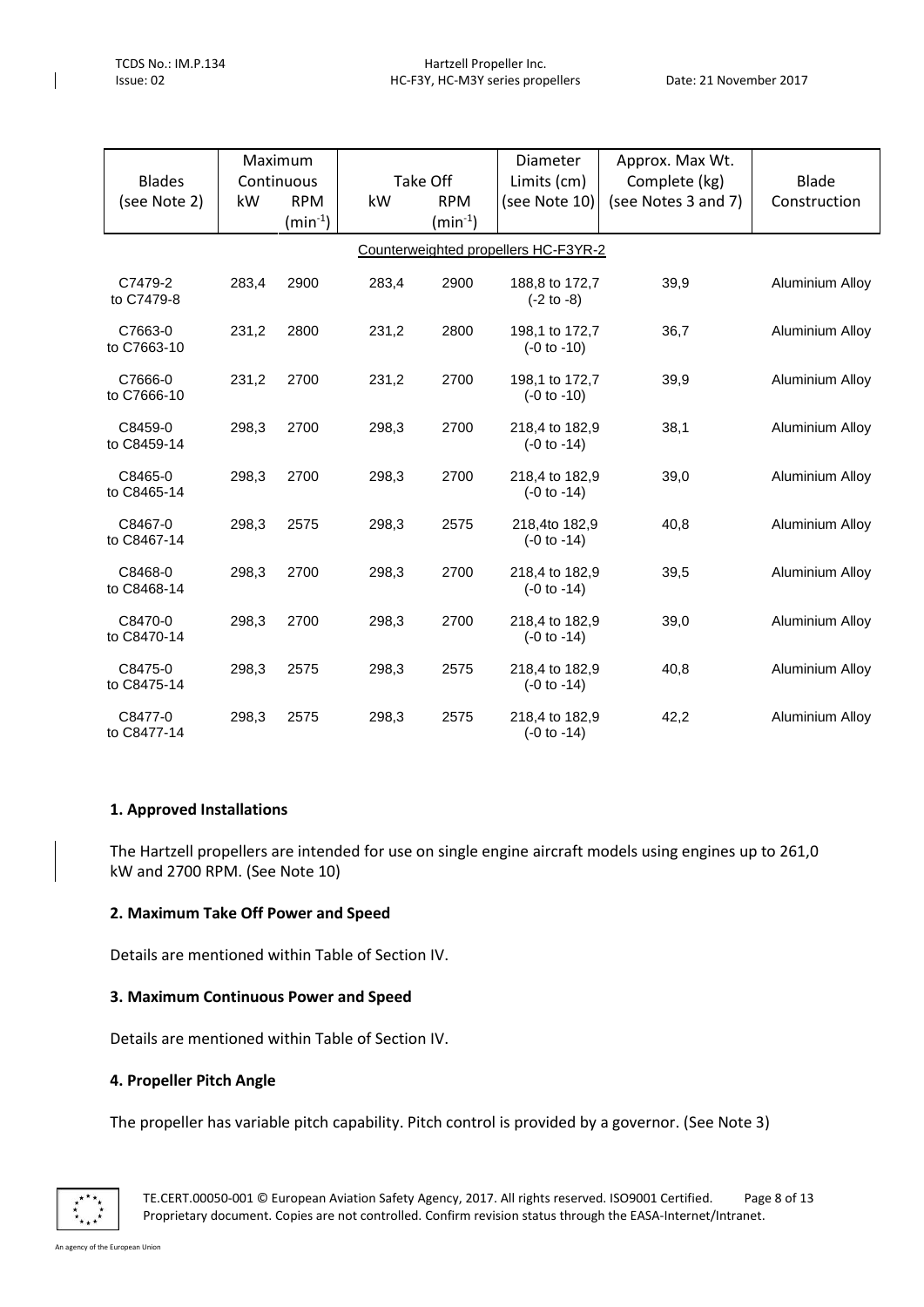| Blades (see Note 2) | Maximum Continuous | | Take Off | | Diameter Limits (cm) (see Note 10) | Approx. Max Wt. Complete (kg) (see Notes 3 and 7) | Blade Construction |
|---|---|---|---|---|---|---|---|
| | kW | RPM ($min^{-1}$) | kW | RPM ($min^{-1}$) | | | |
| Counterweighted propellers HC-F3YR-2 | | | | | | | |
| C7479-2 to C7479-8 | 283,4 | 2900 | 283,4 | 2900 | 188,8 to 172,7 (-2 to -8) | 39,9 | Aluminium Alloy |
| C7663-0 to C7663-10 | 231,2 | 2800 | 231,2 | 2800 | 198,1 to 172,7 (-0 to -10) | 36,7 | Aluminium Alloy |
| C7666-0 to C7666-10 | 231,2 | 2700 | 231,2 | 2700 | 198,1 to 172,7 (-0 to -10) | 39,9 | Aluminium Alloy |
| C8459-0 to C8459-14 | 298,3 | 2700 | 298,3 | 2700 | 218,4 to 182,9 (-0 to -14) | 38,1 | Aluminium Alloy |
| C8465-0 to C8465-14 | 298,3 | 2700 | 298,3 | 2700 | 218,4 to 182,9 (-0 to -14) | 39,0 | Aluminium Alloy |
| C8467-0 to C8467-14 | 298,3 | 2575 | 298,3 | 2575 | 218,4to 182,9 (-0 to -14) | 40,8 | Aluminium Alloy |
| C8468-0 to C8468-14 | 298,3 | 2700 | 298,3 | 2700 | 218,4 to 182,9 (-0 to -14) | 39,5 | Aluminium Alloy |
| C8470-0 to C8470-14 | 298,3 | 2700 | 298,3 | 2700 | 218,4 to 182,9 (-0 to -14) | 39,0 | Aluminium Alloy |
| C8475-0 to C8475-14 | 298,3 | 2575 | 298,3 | 2575 | 218,4 to 182,9 (-0 to -14) | 40,8 | Aluminium Alloy |
| C8477-0 to C8477-14 | 298,3 | 2575 | 298,3 | 2575 | 218,4 to 182,9 (-0 to -14) | 42,2 | Aluminium Alloy |

### 1. Approved Installations

The Hartzell propellers are intended for use on single engine aircraft models using engines up to 261,0 kW and 2700 RPM. (See Note 10)

### 2. Maximum Take Off Power and Speed

Details are mentioned within Table of Section IV.

### 3. Maximum Continuous Power and Speed

Details are mentioned within Table of Section IV.

### 4. Propeller Pitch Angle

The propeller has variable pitch capability. Pitch control is provided by a governor. (See Note 3)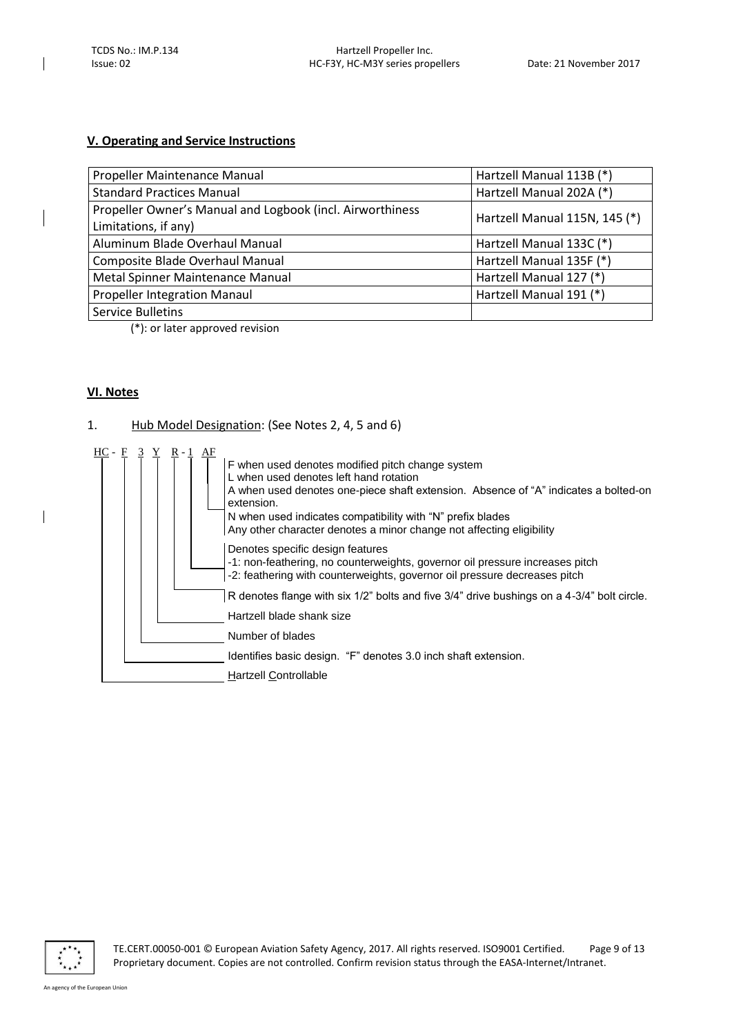## V. Operating and Service Instructions

| | |
|---|---|
| Propeller Maintenance Manual | Hartzell Manual 113B (*) |
| Standard Practices Manual | Hartzell Manual 202A (*) |
| Propeller Owner's Manual and Logbook (incl. Airworthiness Limitations, if any) | Hartzell Manual 115N, 145 (*) |
| Aluminum Blade Overhaul Manual | Hartzell Manual 133C (*) |
| Composite Blade Overhaul Manual | Hartzell Manual 135F (*) |
| Metal Spinner Maintenance Manual | Hartzell Manual 127 (*) |
| Propeller Integration Manaul | Hartzell Manual 191 (*) |
| Service Bulletins | |

(*): or later approved revision

## VI. Notes

1. Hub Model Designation: (See Notes 2, 4, 5 and 6)

HC - F 3 Y R - 1 AF

- **AF**:
  - F when used denotes modified pitch change system
  - L when used denotes left hand rotation
  - A when used denotes one-piece shaft extension. Absence of "A" indicates a bolted-on extension.
  - N when used indicates compatibility with "N" prefix blades
  - Any other character denotes a minor change not affecting eligibility
- **1**: Denotes specific design features
  - -1: non-feathering, no counterweights, governor oil pressure increases pitch
  - -2: feathering with counterweights, governor oil pressure decreases pitch
- **R**: R denotes flange with six 1/2" bolts and five 3/4" drive bushings on a 4-3/4" bolt circle.
- **Y**: Hartzell blade shank size
- **3**: Number of blades
- **F**: Identifies basic design. "F" denotes 3.0 inch shaft extension.
- **HC**: Hartzell Controllable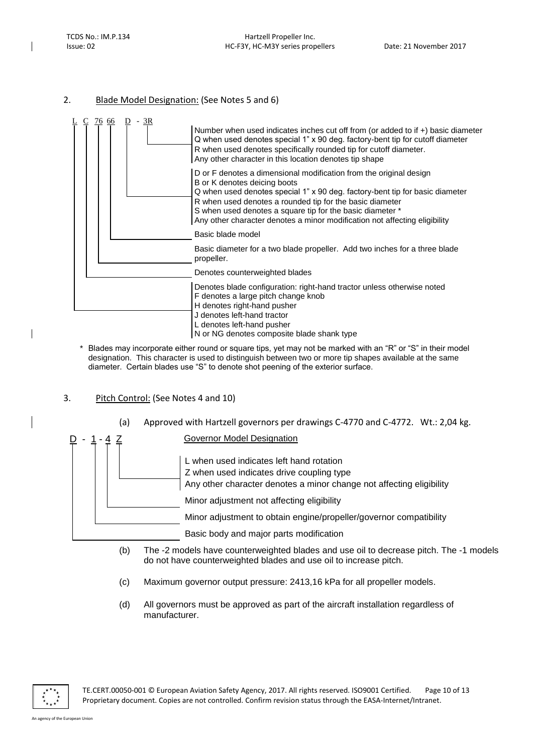## 2. Blade Model Designation: (See Notes 5 and 6)

**L C 76 66 D - 3R**

- **3R**: Number when used indicates inches cut off from (or added to if +) basic diameter
  Q when used denotes special 1" x 90 deg. factory-bent tip for cutoff diameter
  R when used denotes specifically rounded tip for cutoff diameter.
  Any other character in this location denotes tip shape
- **D**: D or F denotes a dimensional modification from the original design
  B or K denotes deicing boots
  Q when used denotes special 1" x 90 deg. factory-bent tip for basic diameter
  R when used denotes a rounded tip for the basic diameter
  S when used denotes a square tip for the basic diameter *
  Any other character denotes a minor modification not affecting eligibility
- **66**: Basic blade model
- **76**: Basic diameter for a two blade propeller. Add two inches for a three blade propeller.
- **C**: Denotes counterweighted blades
- **L**: Denotes blade configuration: right-hand tractor unless otherwise noted
  F denotes a large pitch change knob
  H denotes right-hand pusher
  J denotes left-hand tractor
  L denotes left-hand pusher
  N or NG denotes composite blade shank type

\* Blades may incorporate either round or square tips, yet may not be marked with an "R" or "S" in their model designation. This character is used to distinguish between two or more tip shapes available at the same diameter. Certain blades use "S" to denote shot peening of the exterior surface.

## 3. Pitch Control: (See Notes 4 and 10)

(a) Approved with Hartzell governors per drawings C-4770 and C-4772. Wt.: 2,04 kg.

**D - 1 - 4 Z** — Governor Model Designation

- **Z**: L when used indicates left hand rotation
  Z when used indicates drive coupling type
  Any other character denotes a minor change not affecting eligibility
- **4**: Minor adjustment not affecting eligibility
- **1**: Minor adjustment to obtain engine/propeller/governor compatibility
- **D**: Basic body and major parts modification

(b) The -2 models have counterweighted blades and use oil to decrease pitch. The -1 models do not have counterweighted blades and use oil to increase pitch.

(c) Maximum governor output pressure: 2413,16 kPa for all propeller models.

(d) All governors must be approved as part of the aircraft installation regardless of manufacturer.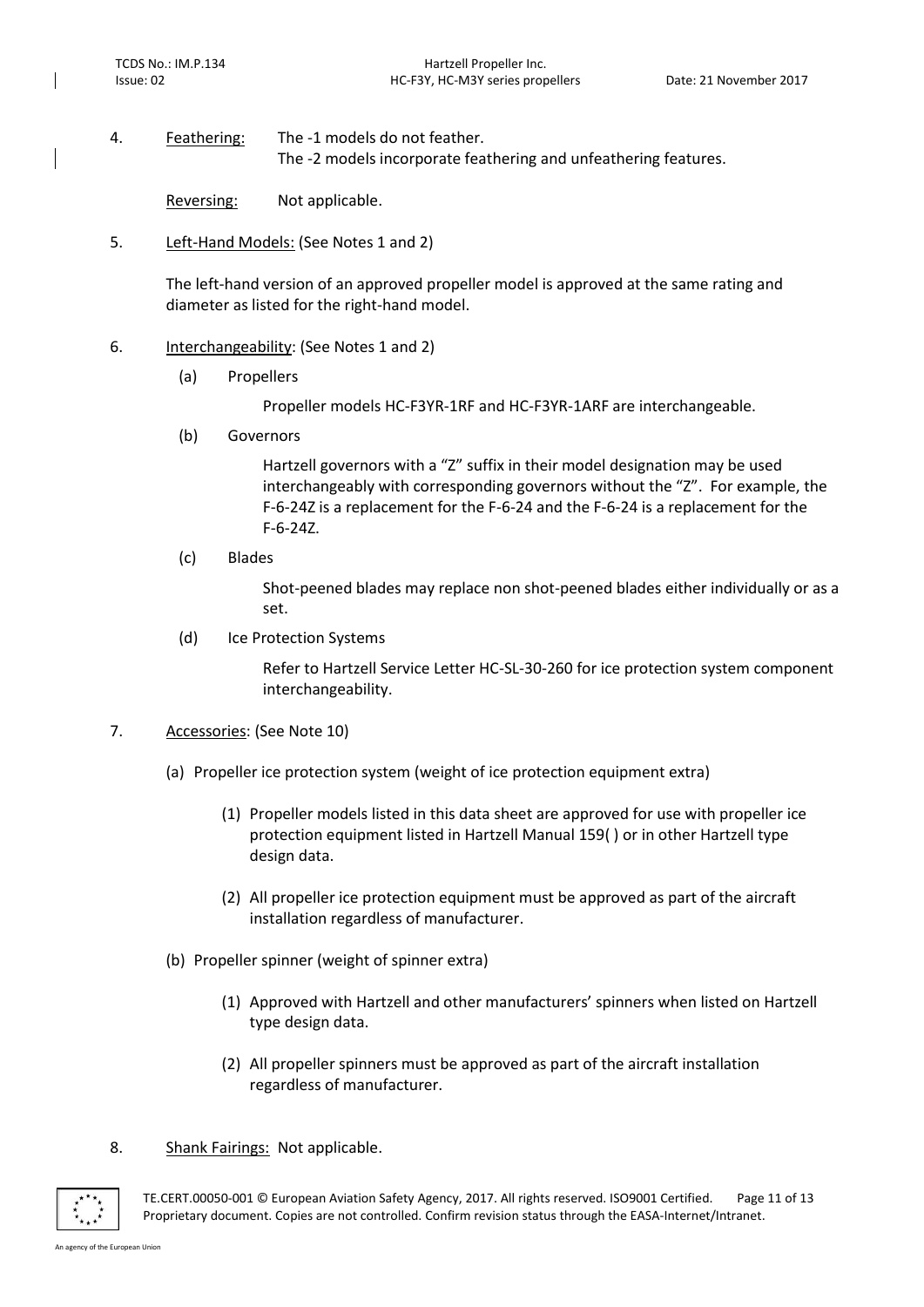4. Feathering: The -1 models do not feather.
The -2 models incorporate feathering and unfeathering features.

Reversing: Not applicable.

5. Left-Hand Models: (See Notes 1 and 2)

The left-hand version of an approved propeller model is approved at the same rating and diameter as listed for the right-hand model.

6. Interchangeability: (See Notes 1 and 2)

   (a) Propellers

   Propeller models HC-F3YR-1RF and HC-F3YR-1ARF are interchangeable.

   (b) Governors

   Hartzell governors with a "Z" suffix in their model designation may be used interchangeably with corresponding governors without the "Z". For example, the F-6-24Z is a replacement for the F-6-24 and the F-6-24 is a replacement for the F-6-24Z.

   (c) Blades

   Shot-peened blades may replace non shot-peened blades either individually or as a set.

   (d) Ice Protection Systems

   Refer to Hartzell Service Letter HC-SL-30-260 for ice protection system component interchangeability.

7. Accessories: (See Note 10)

   (a) Propeller ice protection system (weight of ice protection equipment extra)

   (1) Propeller models listed in this data sheet are approved for use with propeller ice protection equipment listed in Hartzell Manual 159( ) or in other Hartzell type design data.

   (2) All propeller ice protection equipment must be approved as part of the aircraft installation regardless of manufacturer.

   (b) Propeller spinner (weight of spinner extra)

   (1) Approved with Hartzell and other manufacturers' spinners when listed on Hartzell type design data.

   (2) All propeller spinners must be approved as part of the aircraft installation regardless of manufacturer.

8. Shank Fairings: Not applicable.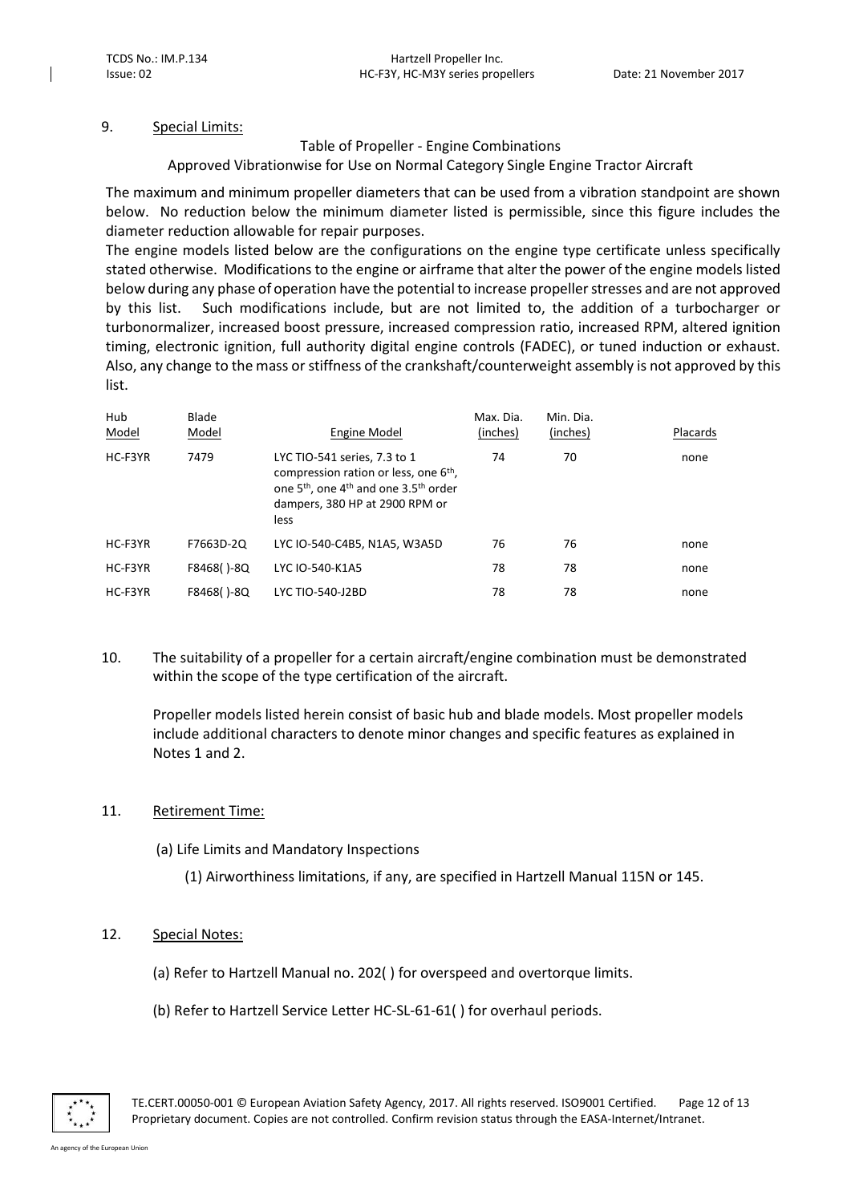## 9. Special Limits:

Table of Propeller - Engine Combinations

Approved Vibrationwise for Use on Normal Category Single Engine Tractor Aircraft

The maximum and minimum propeller diameters that can be used from a vibration standpoint are shown below. No reduction below the minimum diameter listed is permissible, since this figure includes the diameter reduction allowable for repair purposes.

The engine models listed below are the configurations on the engine type certificate unless specifically stated otherwise. Modifications to the engine or airframe that alter the power of the engine models listed below during any phase of operation have the potential to increase propeller stresses and are not approved by this list. Such modifications include, but are not limited to, the addition of a turbocharger or turbonormalizer, increased boost pressure, increased compression ratio, increased RPM, altered ignition timing, electronic ignition, full authority digital engine controls (FADEC), or tuned induction or exhaust. Also, any change to the mass or stiffness of the crankshaft/counterweight assembly is not approved by this list.

| Hub Model | Blade Model | Engine Model | Max. Dia. (inches) | Min. Dia. (inches) | Placards |
|---|---|---|---|---|---|
| HC-F3YR | 7479 | LYC TIO-541 series, 7.3 to 1 compression ration or less, one 6th, one 5th, one 4th and one 3.5th order dampers, 380 HP at 2900 RPM or less | 74 | 70 | none |
| HC-F3YR | F7663D-2Q | LYC IO-540-C4B5, N1A5, W3A5D | 76 | 76 | none |
| HC-F3YR | F8468( )-8Q | LYC IO-540-K1A5 | 78 | 78 | none |
| HC-F3YR | F8468( )-8Q | LYC TIO-540-J2BD | 78 | 78 | none |

10. The suitability of a propeller for a certain aircraft/engine combination must be demonstrated within the scope of the type certification of the aircraft.

    Propeller models listed herein consist of basic hub and blade models. Most propeller models include additional characters to denote minor changes and specific features as explained in Notes 1 and 2.

## 11. Retirement Time:

(a) Life Limits and Mandatory Inspections

(1) Airworthiness limitations, if any, are specified in Hartzell Manual 115N or 145.

## 12. Special Notes:

(a) Refer to Hartzell Manual no. 202( ) for overspeed and overtorque limits.

(b) Refer to Hartzell Service Letter HC-SL-61-61( ) for overhaul periods.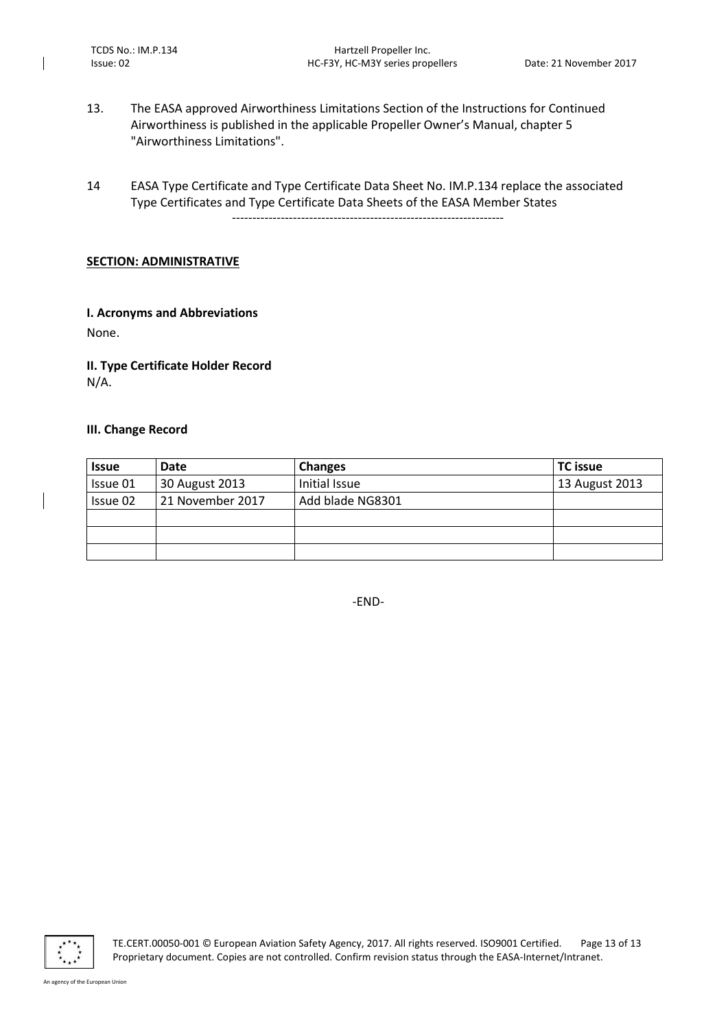13. The EASA approved Airworthiness Limitations Section of the Instructions for Continued Airworthiness is published in the applicable Propeller Owner's Manual, chapter 5 "Airworthiness Limitations".

14 EASA Type Certificate and Type Certificate Data Sheet No. IM.P.134 replace the associated Type Certificates and Type Certificate Data Sheets of the EASA Member States

-------------------------------------------------------------------

## SECTION: ADMINISTRATIVE

### I. Acronyms and Abbreviations

None.

### II. Type Certificate Holder Record

N/A.

### III. Change Record

| Issue | Date | Changes | TC issue |
|---|---|---|---|
| Issue 01 | 30 August 2013 | Initial Issue | 13 August 2013 |
| Issue 02 | 21 November 2017 | Add blade NG8301 | |
| | | | |
| | | | |
| | | | |

-END-